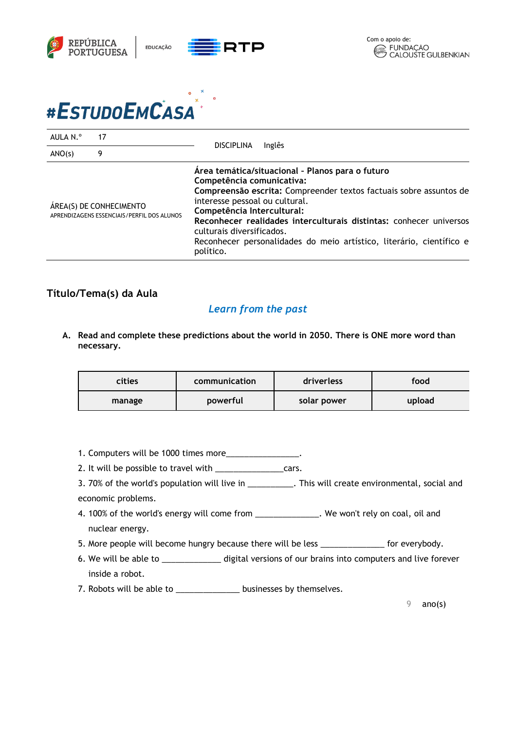REPÚBLICA PORTUGUESA | EDUCAÇÃO | RTP

Com o apoio de: FUNDAÇÃO CALOUSTE GULBENKIAN

# #EstudoEmCasa

| AULA N.º | 17 | DISCIPLINA | Inglês |
|---|---|---|---|
| ANO(s) | 9 | | |

| ÁREA(S) DE CONHECIMENTO<br>APRENDIZAGENS ESSENCIAIS/PERFIL DOS ALUNOS | **Área temática/situacional – Planos para o futuro**<br>**Competência comunicativa:**<br>**Compreensão escrita:** Compreender textos factuais sobre assuntos de interesse pessoal ou cultural.<br>**Competência Intercultural:**<br>**Reconhecer realidades interculturais distintas:** conhecer universos culturais diversificados.<br>Reconhecer personalidades do meio artístico, literário, científico e político. |
|---|---|

## Título/Tema(s) da Aula

### *Learn from the past*

**A. Read and complete these predictions about the world in 2050. There is ONE more word than necessary.**

| cities | communication | driverless | food |
|---|---|---|---|
| manage | powerful | solar power | upload |

1. Computers will be 1000 times more________________.
2. It will be possible to travel with _______________cars.
3. 70% of the world's population will live in __________. This will create environmental, social and economic problems.
4. 100% of the world's energy will come from ______________. We won't rely on coal, oil and nuclear energy.
5. More people will become hungry because there will be less ______________ for everybody.
6. We will be able to _____________ digital versions of our brains into computers and live forever inside a robot.
7. Robots will be able to ______________ businesses by themselves.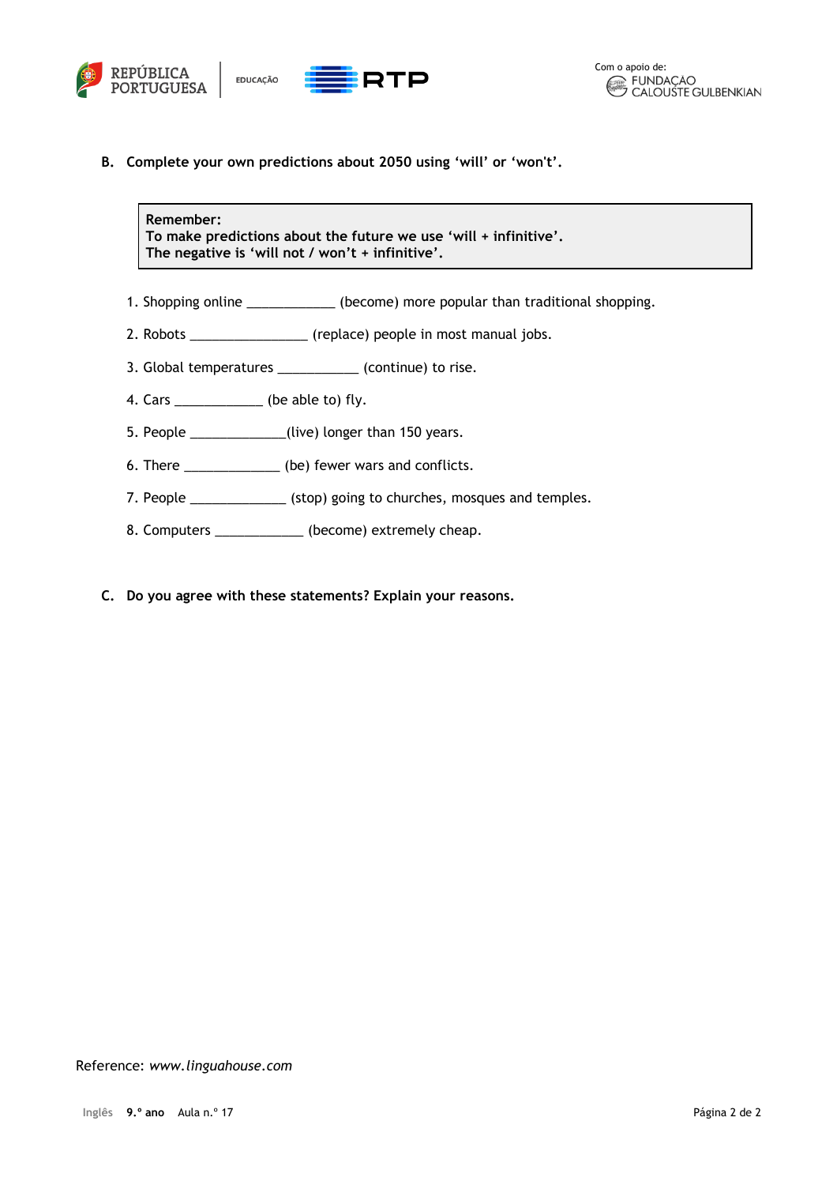**B. Complete your own predictions about 2050 using 'will' or 'won't'.**

> **Remember:**
> **To make predictions about the future we use 'will + infinitive'.**
> **The negative is 'will not / won't + infinitive'.**

1. Shopping online ____________ (become) more popular than traditional shopping.
2. Robots ________________ (replace) people in most manual jobs.
3. Global temperatures ___________ (continue) to rise.
4. Cars ____________ (be able to) fly.
5. People _____________(live) longer than 150 years.
6. There _____________ (be) fewer wars and conflicts.
7. People _____________ (stop) going to churches, mosques and temples.
8. Computers ____________ (become) extremely cheap.

**C. Do you agree with these statements? Explain your reasons.**

Reference: *www.linguahouse.com*